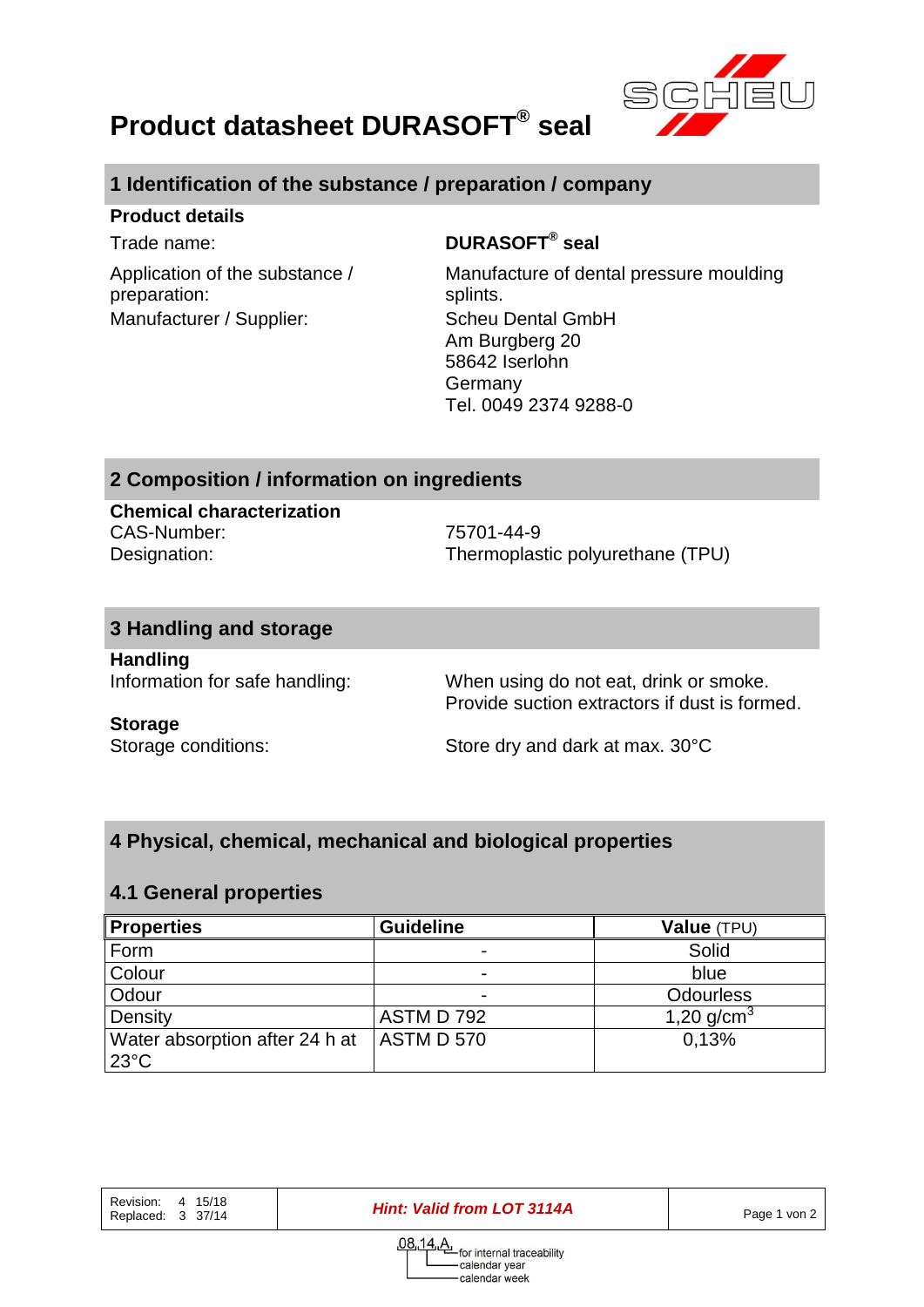# Product datasheet DURASOFT® seal

## 1 Identification of the substance / preparation / company

**Product details**

| | |
|---|---|
| Trade name: | **DURASOFT® seal** |
| Application of the substance / preparation: | Manufacture of dental pressure moulding splints. |
| Manufacturer / Supplier: | Scheu Dental GmbH<br>Am Burgberg 20<br>58642 Iserlohn<br>Germany<br>Tel. 0049 2374 9288-0 |

## 2 Composition / information on ingredients

**Chemical characterization**

| | |
|---|---|
| CAS-Number: | 75701-44-9 |
| Designation: | Thermoplastic polyurethane (TPU) |

## 3 Handling and storage

**Handling**

| | |
|---|---|
| Information for safe handling: | When using do not eat, drink or smoke.<br>Provide suction extractors if dust is formed. |

**Storage**

| | |
|---|---|
| Storage conditions: | Store dry and dark at max. 30°C |

## 4 Physical, chemical, mechanical and biological properties

### 4.1 General properties

| **Properties** | **Guideline** | **Value** (TPU) |
|---|---|---|
| Form | - | Solid |
| Colour | - | blue |
| Odour | - | Odourless |
| Density | ASTM D 792 | 1,20 g/cm$^3$ |
| Water absorption after 24 h at 23°C | ASTM D 570 | 0,13% |

| Revision: 4 15/18<br>Replaced: 3 37/14 | ***Hint: Valid from LOT 3114A*** |
|---|---|

08,14,A — for internal traceability; calendar year; calendar week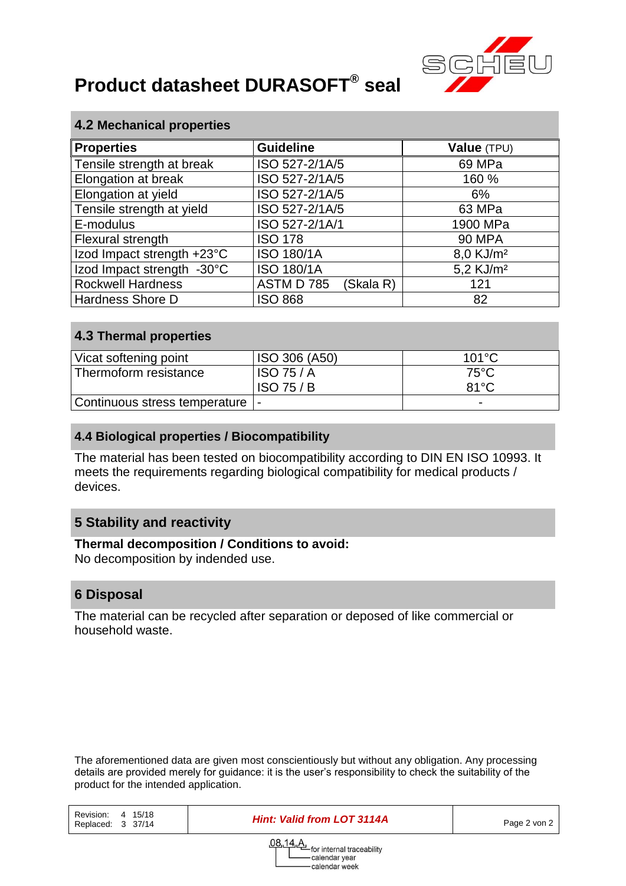# Product datasheet DURASOFT® seal

## 4.2 Mechanical properties

| **Properties** | **Guideline** | **Value** (TPU) |
|---|---|---|
| Tensile strength at break | ISO 527-2/1A/5 | 69 MPa |
| Elongation at break | ISO 527-2/1A/5 | 160 % |
| Elongation at yield | ISO 527-2/1A/5 | 6% |
| Tensile strength at yield | ISO 527-2/1A/5 | 63 MPa |
| E-modulus | ISO 527-2/1A/1 | 1900 MPa |
| Flexural strength | ISO 178 | 90 MPA |
| Izod Impact strength +23°C | ISO 180/1A | 8,0 KJ/m² |
| Izod Impact strength -30°C | ISO 180/1A | 5,2 KJ/m² |
| Rockwell Hardness | ASTM D 785 (Skala R) | 121 |
| Hardness Shore D | ISO 868 | 82 |

## 4.3 Thermal properties

| | | |
|---|---|---|
| Vicat softening point | ISO 306 (A50) | 101°C |
| Thermoform resistance | ISO 75 / A<br>ISO 75 / B | 75°C<br>81°C |
| Continuous stress temperature | - | - |

## 4.4 Biological properties / Biocompatibility

The material has been tested on biocompatibility according to DIN EN ISO 10993. It meets the requirements regarding biological compatibility for medical products / devices.

## 5 Stability and reactivity

**Thermal decomposition / Conditions to avoid:**
No decomposition by indended use.

## 6 Disposal

The material can be recycled after separation or deposed of like commercial or household waste.

The aforementioned data are given most conscientiously but without any obligation. Any processing details are provided merely for guidance: it is the user's responsibility to check the suitability of the product for the intended application.

| | | |
|---|---|---|
| Revision: 4 15/18<br>Replaced: 3 37/14 | ***Hint: Valid from LOT 3114A*** | |

08 14 A
- for internal traceability
- calendar year
- calendar week